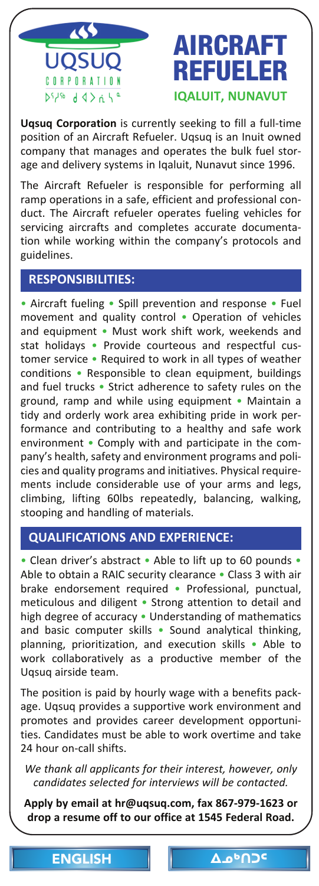UQSUQ CORPORATION

ᐅᖅᓱᖅ ᑯᐊᐳᕇᓴᓐ

# AIRCRAFT REFUELER

**IQALUIT, NUNAVUT**

**Uqsuq Corporation** is currently seeking to fill a full-time position of an Aircraft Refueler. Uqsuq is an Inuit owned company that manages and operates the bulk fuel storage and delivery systems in Iqaluit, Nunavut since 1996.

The Aircraft Refueler is responsible for performing all ramp operations in a safe, efficient and professional conduct. The Aircraft refueler operates fueling vehicles for servicing aircrafts and completes accurate documentation while working within the company's protocols and guidelines.

## RESPONSIBILITIES:

• Aircraft fueling • Spill prevention and response • Fuel movement and quality control • Operation of vehicles and equipment • Must work shift work, weekends and stat holidays • Provide courteous and respectful customer service • Required to work in all types of weather conditions • Responsible to clean equipment, buildings and fuel trucks • Strict adherence to safety rules on the ground, ramp and while using equipment • Maintain a tidy and orderly work area exhibiting pride in work performance and contributing to a healthy and safe work environment • Comply with and participate in the company's health, safety and environment programs and policies and quality programs and initiatives. Physical requirements include considerable use of your arms and legs, climbing, lifting 60lbs repeatedly, balancing, walking, stooping and handling of materials.

## QUALIFICATIONS AND EXPERIENCE:

• Clean driver's abstract • Able to lift up to 60 pounds • Able to obtain a RAIC security clearance • Class 3 with air brake endorsement required • Professional, punctual, meticulous and diligent • Strong attention to detail and high degree of accuracy • Understanding of mathematics and basic computer skills • Sound analytical thinking, planning, prioritization, and execution skills • Able to work collaboratively as a productive member of the Uqsuq airside team.

The position is paid by hourly wage with a benefits package. Uqsuq provides a supportive work environment and promotes and provides career development opportunities. Candidates must be able to work overtime and take 24 hour on-call shifts.

*We thank all applicants for their interest, however, only candidates selected for interviews will be contacted.*

**Apply by email at hr@uqsuq.com, fax 867-979-1623 or drop a resume off to our office at 1545 Federal Road.**

ENGLISH | ᐃᓄᒃᑎᑐᑦ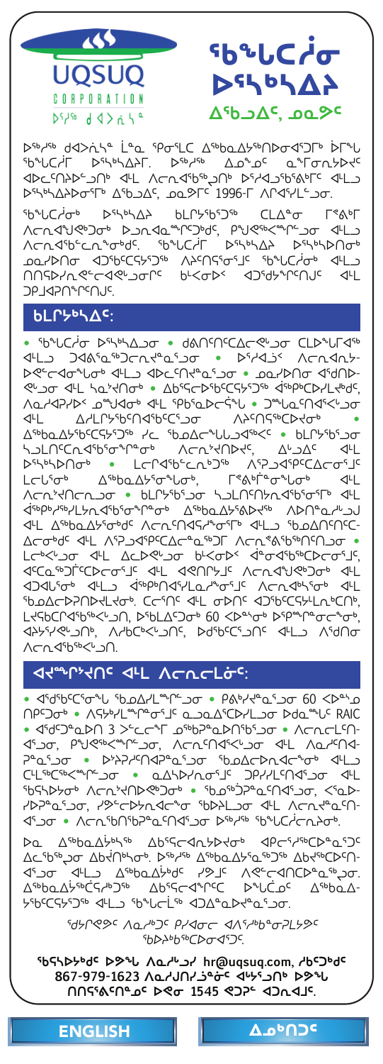# ᐅᖅᓱᖅ ᑯᐊᐳᕇᓴᓐ

UQSUQ CORPORATION

## ᖃᕋᓴᐅᔭᓂ ᐅᕐᓴᒃᓴᐃᔨ

### ᐃᖃᓗᐃᑦ, ᓄᓇᕗᑦ

ᐅᖅᓱᖅ ᑯᐊᐳᕇᓴᓐ ᒫᓐᓇ ᕿᓂᕐᒪᑕ ᐃᖅᑲᓇᐃᔭᖅᑎᒃᓴᒥᒃ ᐆᒥᖓᑦ ᖃᕋᓴᐅᔭᓂ ᐅᕐᓴᒃᓴᐃᔨ. ᐅᖅᓱᖅ ᐃᓄᒃᑐᕐᓂᒃ ᓇᖕᒥᓂᖁᑎᖃᖅᑐᑦ ᐊᐅᓚᑦᑎᔭᐅᔪᓂᒃ ᐊᒻᒪ ᐱᓕᕆᐊᖃᖅᓯᒪᔪᓂᒃ ᐅᕐᓯᐊᖅᓯᓗᒋᑦᑎᒃ ᐊᒻᒪᓗ ᐅᕐᓴᒃᓴᐃᓂᕐᒥᒃ ᐃᖃᓗᐃᑦ, ᓄᓇᕗᒻᒥ 1996-ᒥ ᐱᒋᐊᕐᓯᒪᓪᓗᓂ.

ᖃᕋᓴᐅᔭᓂ ᐅᕐᓴᒃᓴᐃᔨ ᑲᒪᔨᒃᓴᖅ ᑕᒪᐃᓐᓂ ᒥᕝᕖᒥ ᐱᓕᕆᐊᕐᔪᐊᖅᑐᓂᒃ ᐅᑐᕋᐅᑎᖃᖅᑐᒧᑦ, ᑭᐅᔪᓐᓇᖅᑐᓂ ᐊᒻᒪᓗ ᐱᓕᕆᐊᒃᓴᓕᕆᓂᖅ. ᖃᕋᓴᐅᔭᒥ ᐅᕐᓴᒃᓴᐃᔨ ᓄᓇᓕᖕᓂᑦ ᐊᔾᔨᒌᙱᑦᑐᓂᒃ ᐱᔾᔪᑎᖃᕐᓂᕐᒥᒃ ᖃᕋᓴᐅᔭᓂ ᐊᒻᒪᓗ ᐅᕐᓴᒃᓴᐃᔨᓂᒃ ᑎᑎᕋᖅᓯᒪᔪᓂᒃ ᑲᔪᓯᑦᑎᓗᑎᒃ ᐊᑦᑐᐃᓂᖃᕈᑎᒃ ᐊᒻᒪ ᑐᕌᒐᖃᕐᓂᖅᑎᒃ.

## ᑲᒪᒋᔭᒃᓴᑦ:

- ᖃᕋᓴᐅᔭᓂ ᐅᕐᓴᒃᓴᐃᓂᖅ ᑯᐊᑎᑦᑎᑕᐃᓐᓇᕐᓗᒍ ᑕᒪᐅᓚᐅᕐᑐᖅ ᐊᒻᒪᓗ ᑐᑭᓯᓇᖅᑐᓕᐅᕐᓗᓂ
- ᐅᕐᓱᐊᕐ ᐱᓕᕆᐊᖃᕐᓂᖅ ᐊᒻᒪ ᐊᐅᓚᑦᑎᓂᖃᕐᓗᓂ
- ᓄᓇᓕᖕᓂ ᐊᑯᓐᓂᖓᓂ ᐊᒻᒪ ᓴᓇᔭᐅᔪᓂᒃ
- ᐃᑲᔪᖅᑐᐃᓂᖅ ᐊᐅᓚᑦᑎᔪᓂᒃ ᖃᕋᓴᐅᔭᓕᕆᔨᓂᒃ ᐱᓇᓱᐊᕈᓯᓂᒃ
- ᑐᕌᒐᖃᕐᓂᖅ ᐊᒻᒪ ᐊᕐᕌᒍᑕᒫᑦᑐᓂᒃ ᐊᑐᐃᓐᓇᐅᑎᑦᑎᓂᖅ
- ᐃᖅᑲᓇᐃᔭᖅᑐᓕᕆᓂᖅ ᓯᑎ ᖃᕋᓴᐅᔭᓕᕆᓂᖅ
- ᑲᒪᔨᐅᓂᖅ ᓴᓇᔭᐅᔪᓂᒃ ᐱᓕᕆᐊᖃᕐᓂᕐᒥᒃ, ᐃᓚᐅᓂᖅ ᐊᒻᒪ ᐅᕐᓴᒃᓴᐃᓂᖅ
- ᐅᓕᕆᓂᕐᒥᒃ ᐊᒻᒪᓗ ᐅᑯᓇᓂᑦ ᐃᖅᑲᓇᐃᔭᖅᑐᓂᒃ, ᒥᕝᕖᒥ ᐱᓕᕆᐊᖑᔪᓂᒃ
- ᑲᒪᔨᐅᓂᖅ ᓴᓇᔭᐅᔪᓂᒃ ᐱᓕᕆᐊᒃᓴᓂᒃ ᐊᒻᒪ ᐃᖅᑲᓇᐃᔭᖅᑎᓂᒃ ᐊᑐᐃᓐᓇᐅᑎᑦᑎᓂᖅ ᐊᒻᒪᓗ ᓴᓇᔭᐅᔪᓂᒃ ᐊᒻᒪ ᐱᔪᓐᓇᕐᓂᖅ ᐱᓕᕆᐊᒃᓴᓂᒃ
- ᐊᐅᓚᑦᑎᓂᖅ ᐊᒻᒪ ᐃᓚᐅᓂᖅ ᑲᑎᒪᔪᓂᒃ ᐊᒻᒪ ᐱᓕᕆᓂᖅ ᐊᒻᒪ ᐊᑐᐃᓐᓇᐅᑎᑦᑎᓂᖅ ᐱᓕᕆᐊᖑᔪᓂᒃ ᐊᒻᒪᓗ ᓴᓇᔭᐅᔪᓂᒃ ᑲᔪᓯᑦᑎᓂᖅ. ᒪᓕᒃᓗᒋᑦ ᐊᒻᒪ ᓂᕆᐅᓂᖅ ᐊᑐᐃᓐᓇᐅᑎᑦᑎᓂᖅ, ᐅᖃᓕᒫᕆᓂᖅ 60 ᐸᐃᓪᓗᒋᑦ ᐅᑭᐅᖅ, ᐊᐅᓚᑦᑎᓂᖅ, ᐱᓕᕆᐊᒃᓴᑦ ᐊᒻᒪ ᐱᕙᓪᓕᐊᓂᖅ ᐱᓕᕆᐊᒃᓴᑦ.

## ᐊᔪᙱᑦᑎᑦ ᐊᒻᒪ ᐱᓕᕆᓕᕆᓂᖅ:

- ᐊᑐᐃᓐᓇᐅᓂᖅ ᓴᓇᔭᐅᔪᓂᒃ ᖃᕋᓴᐅᔭᓕᕆᓂᖅ 60 ᐸᐃᓪᓗᒋᑦ ᑎᑎᕋᖅᓯᒪᓗᑎᒃ • ᐊᔪᙱᓐᓂᖅ ᓇᓗᓇᐃᖅᓯᒪᓪᓗᓂ ᐅᑯᓇᙵᑦ RAIC
- ᐊᑐᐃᓐᓇᐅᓂᖅ 3 ᐅᑭᐅᖏᓐᓂ ᓯᕗᓪᓕᖅᐹᖑᓪᓗᓂ • ᐱᓕᕆᓂᕐᒥᒃ, ᑭᐅᔪᓐᓇᖅᑐᓂ, ᐱᓕᕆᐊᒃᓴᓕᕆᓂᖅ ᐊᒻᒪ ᐱᓇᓱᐊᕈᓯᕆᓂᖅ ᐊᒻᒪ ᑕᒪᐅᓚᐅᕐᑐᖅ • ᐅᐸᒍᓯᐊᖅᑐᓂᒃ ᓴᓇᔭᐅᔪᓂᒃ ᐊᒻᒪ ᓇᓗᓇᐃᖅᓯᓂᖅ ᑐᑭᓯᓇᖅᑐᓂᒃ ᖃᕋᓴᐅᔭᒥᒃ ᐱᓕᕆᐊᖑᔪᓂᒃ • ᓴᓇᔪᓐᓇᕐᓂᖅ, ᐸᕐᓇᐃᔪᓐᓇᕐᓂᖅ, ᔪᓯᓐᑎᖅ ᐊᒻᒪ ᐱᓕᕆᐊᒃᓴᓂᒃ • ᐱᓕᕆᓂᕐᒥᒃ ᐅᖅᓱᖅ ᖃᕋᓴᐅᔭᓂ ᐃᓄᓐᓂ.

ᐅᕙ ᐃᖅᑲᓇᐃᔭᕐᕕᒃ ᐃᑲᔪᖅᑐᐃᔪᓐᓇᖅᑐᓂᒃ ᐊᐳᖅᓯᒪᔪᓂᒃ ᐃᓚᐅᓂᖅ ᐃᑲᔪᖅᑐᐃᓂᖅ. ᐃᖅᑲᓇᐃᔭᕐᓂᖅ ᐃᑲᔪᖅᑐᐃᓂᖅ ᐊᒻᒪᓗ ᐃᖅᑲᓇᐃᔭᖅᑎᑦ ᓯᕗᓂᒃ ᐱᕙᓪᓕᐊᑎᑦᑎᓂᖅ. ᐃᖅᑲᓇᐃᔭᖅᑐᓄᑦ ᐃᑲᔪᖅᑐᐃᓂᖅ ᐅᓕᒫᓄᑦ ᐃᖅᑲᓇᐃᔭᖅᑐᓄᑦ ᐊᒻᒪ ᖃᕋᓴᐅᔭᓄᑦ ᐊᑐᐃᓐᓇᐅᑎᑦᑎᓂᖅ.

ᓴᓇᔪᓐᓇᕐᓂᖅ ᐱᓇᓱᐊᕈᓯᖅ ᑭᓯᐊᓂ ᐊᑐᐃᓐᓇᐅᑎᑦᑐᓂᒃ ᖃᐅᔨᒪᔪᓂᒃ.

ᖃᕋᓴᐅᔭᑦ ᐅᐸᒍ ᐱᓇᓱᐊᕈᓯᐅᖅ hr@uqsuq.com ᓱᓇᕐᒥᑦ 867-979-1623 ᐱᓇᓱᐊᕈᓯᐅᖅᑎᒥ ᐊᐃᕙᓘᑎᒃ ᐅᑲᓪᓚᖅ ᑎᑎᕋᕐᕕᖕᒃ ᐅᕙᓂ 1545 ᕿᕗᑦ ᐊᑐᕐᓂᐊᑦ.

ENGLISH | ᐃᓄᒃᑎᑐᑦ